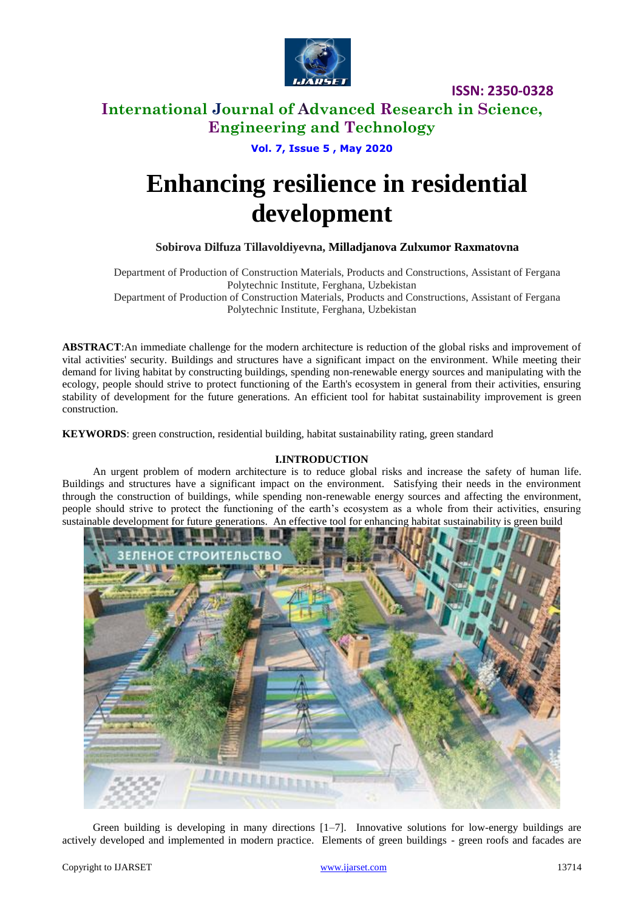# Enhancing resilience in residential development

**Sobirova Dilfuza Tillavoldiyevna, Milladjanova Zulxumor Raxmatovna**

Department of Production of Construction Materials, Products and Constructions, Assistant of Fergana Polytechnic Institute, Ferghana, Uzbekistan

Department of Production of Construction Materials, Products and Constructions, Assistant of Fergana Polytechnic Institute, Ferghana, Uzbekistan

**ABSTRACT**:An immediate challenge for the modern architecture is reduction of the global risks and improvement of vital activities' security. Buildings and structures have a significant impact on the environment. While meeting their demand for living habitat by constructing buildings, spending non-renewable energy sources and manipulating with the ecology, people should strive to protect functioning of the Earth's ecosystem in general from their activities, ensuring stability of development for the future generations. An efficient tool for habitat sustainability improvement is green construction.

**KEYWORDS**: green construction, residential building, habitat sustainability rating, green standard

## I.INTRODUCTION

An urgent problem of modern architecture is to reduce global risks and increase the safety of human life. Buildings and structures have a significant impact on the environment. Satisfying their needs in the environment through the construction of buildings, while spending non-renewable energy sources and affecting the environment, people should strive to protect the functioning of the earth's ecosystem as a whole from their activities, ensuring sustainable development for future generations. An effective tool for enhancing habitat sustainability is green build

Green building is developing in many directions [1–7]. Innovative solutions for low-energy buildings are actively developed and implemented in modern practice. Elements of green buildings - green roofs and facades are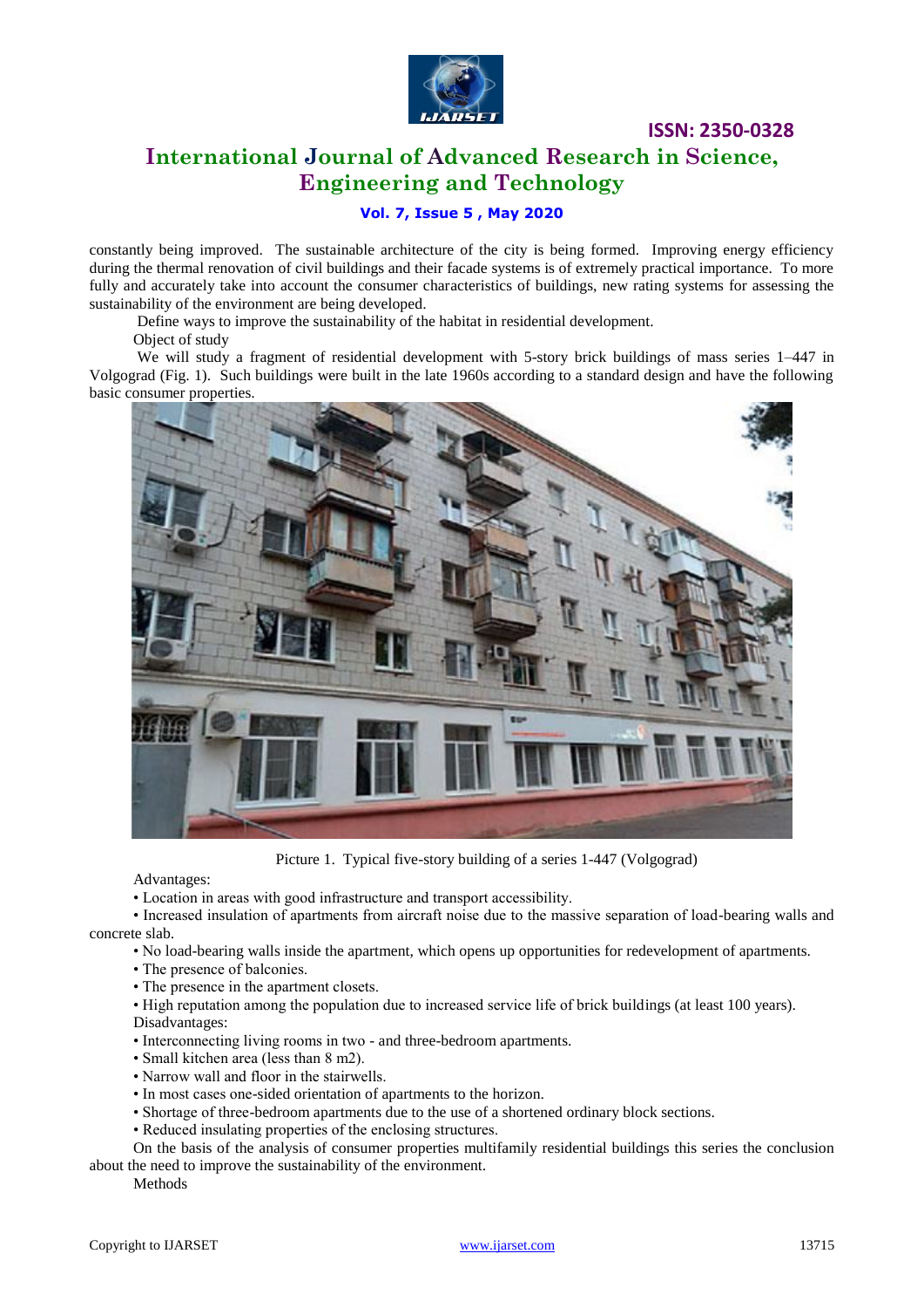constantly being improved. The sustainable architecture of the city is being formed. Improving energy efficiency during the thermal renovation of civil buildings and their facade systems is of extremely practical importance. To more fully and accurately take into account the consumer characteristics of buildings, new rating systems for assessing the sustainability of the environment are being developed.

Define ways to improve the sustainability of the habitat in residential development.

Object of study

We will study a fragment of residential development with 5-story brick buildings of mass series 1–447 in Volgograd (Fig. 1). Such buildings were built in the late 1960s according to a standard design and have the following basic consumer properties.

Picture 1. Typical five-story building of a series 1-447 (Volgograd)

Advantages:

- Location in areas with good infrastructure and transport accessibility.
- Increased insulation of apartments from aircraft noise due to the massive separation of load-bearing walls and concrete slab.
- No load-bearing walls inside the apartment, which opens up opportunities for redevelopment of apartments.
- The presence of balconies.
- The presence in the apartment closets.
- High reputation among the population due to increased service life of brick buildings (at least 100 years).

Disadvantages:

- Interconnecting living rooms in two - and three-bedroom apartments.
- Small kitchen area (less than 8 m2).
- Narrow wall and floor in the stairwells.
- In most cases one-sided orientation of apartments to the horizon.
- Shortage of three-bedroom apartments due to the use of a shortened ordinary block sections.
- Reduced insulating properties of the enclosing structures.

On the basis of the analysis of consumer properties multifamily residential buildings this series the conclusion about the need to improve the sustainability of the environment.

Methods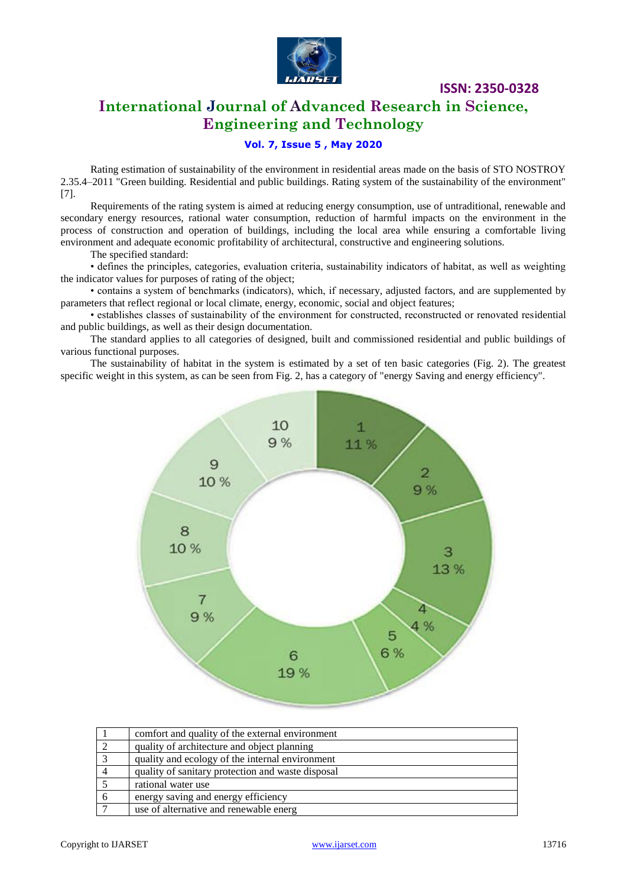Rating estimation of sustainability of the environment in residential areas made on the basis of STO NOSTROY 2.35.4–2011 "Green building. Residential and public buildings. Rating system of the sustainability of the environment" [7].

Requirements of the rating system is aimed at reducing energy consumption, use of untraditional, renewable and secondary energy resources, rational water consumption, reduction of harmful impacts on the environment in the process of construction and operation of buildings, including the local area while ensuring a comfortable living environment and adequate economic profitability of architectural, constructive and engineering solutions.

The specified standard:

• defines the principles, categories, evaluation criteria, sustainability indicators of habitat, as well as weighting the indicator values for purposes of rating of the object;

• contains a system of benchmarks (indicators), which, if necessary, adjusted factors, and are supplemented by parameters that reflect regional or local climate, energy, economic, social and object features;

• establishes classes of sustainability of the environment for constructed, reconstructed or renovated residential and public buildings, as well as their design documentation.

The standard applies to all categories of designed, built and commissioned residential and public buildings of various functional purposes.

The sustainability of habitat in the system is estimated by a set of ten basic categories (Fig. 2). The greatest specific weight in this system, as can be seen from Fig. 2, has a category of "energy Saving and energy efficiency".

| 1 | comfort and quality of the external environment |
|---|---|
| 2 | quality of architecture and object planning |
| 3 | quality and ecology of the internal environment |
| 4 | quality of sanitary protection and waste disposal |
| 5 | rational water use |
| 6 | energy saving and energy efficiency |
| 7 | use of alternative and renewable energ |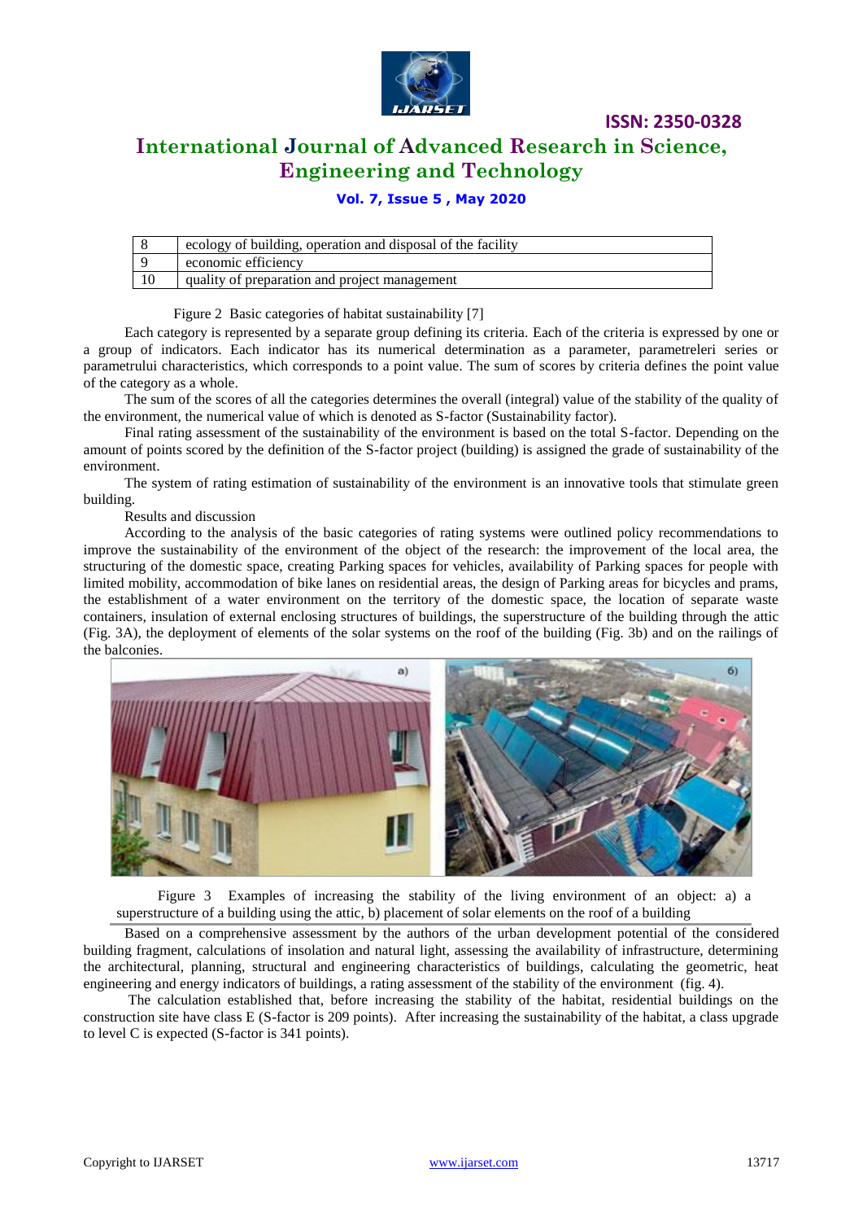| 8 | ecology of building, operation and disposal of the facility |
|---|---|
| 9 | economic efficiency |
| 10 | quality of preparation and project management |

Figure 2 Basic categories of habitat sustainability [7]

Each category is represented by a separate group defining its criteria. Each of the criteria is expressed by one or a group of indicators. Each indicator has its numerical determination as a parameter, parametreleri series or parametrului characteristics, which corresponds to a point value. The sum of scores by criteria defines the point value of the category as a whole.

The sum of the scores of all the categories determines the overall (integral) value of the stability of the quality of the environment, the numerical value of which is denoted as S-factor (Sustainability factor).

Final rating assessment of the sustainability of the environment is based on the total S-factor. Depending on the amount of points scored by the definition of the S-factor project (building) is assigned the grade of sustainability of the environment.

The system of rating estimation of sustainability of the environment is an innovative tools that stimulate green building.

Results and discussion

According to the analysis of the basic categories of rating systems were outlined policy recommendations to improve the sustainability of the environment of the object of the research: the improvement of the local area, the structuring of the domestic space, creating Parking spaces for vehicles, availability of Parking spaces for people with limited mobility, accommodation of bike lanes on residential areas, the design of Parking areas for bicycles and prams, the establishment of a water environment on the territory of the domestic space, the location of separate waste containers, insulation of external enclosing structures of buildings, the superstructure of the building through the attic (Fig. 3A), the deployment of elements of the solar systems on the roof of the building (Fig. 3b) and on the railings of the balconies.

Figure 3 Examples of increasing the stability of the living environment of an object: a) a superstructure of a building using the attic, b) placement of solar elements on the roof of a building

Based on a comprehensive assessment by the authors of the urban development potential of the considered building fragment, calculations of insolation and natural light, assessing the availability of infrastructure, determining the architectural, planning, structural and engineering characteristics of buildings, calculating the geometric, heat engineering and energy indicators of buildings, a rating assessment of the stability of the environment (fig. 4).

The calculation established that, before increasing the stability of the habitat, residential buildings on the construction site have class E (S-factor is 209 points). After increasing the sustainability of the habitat, a class upgrade to level C is expected (S-factor is 341 points).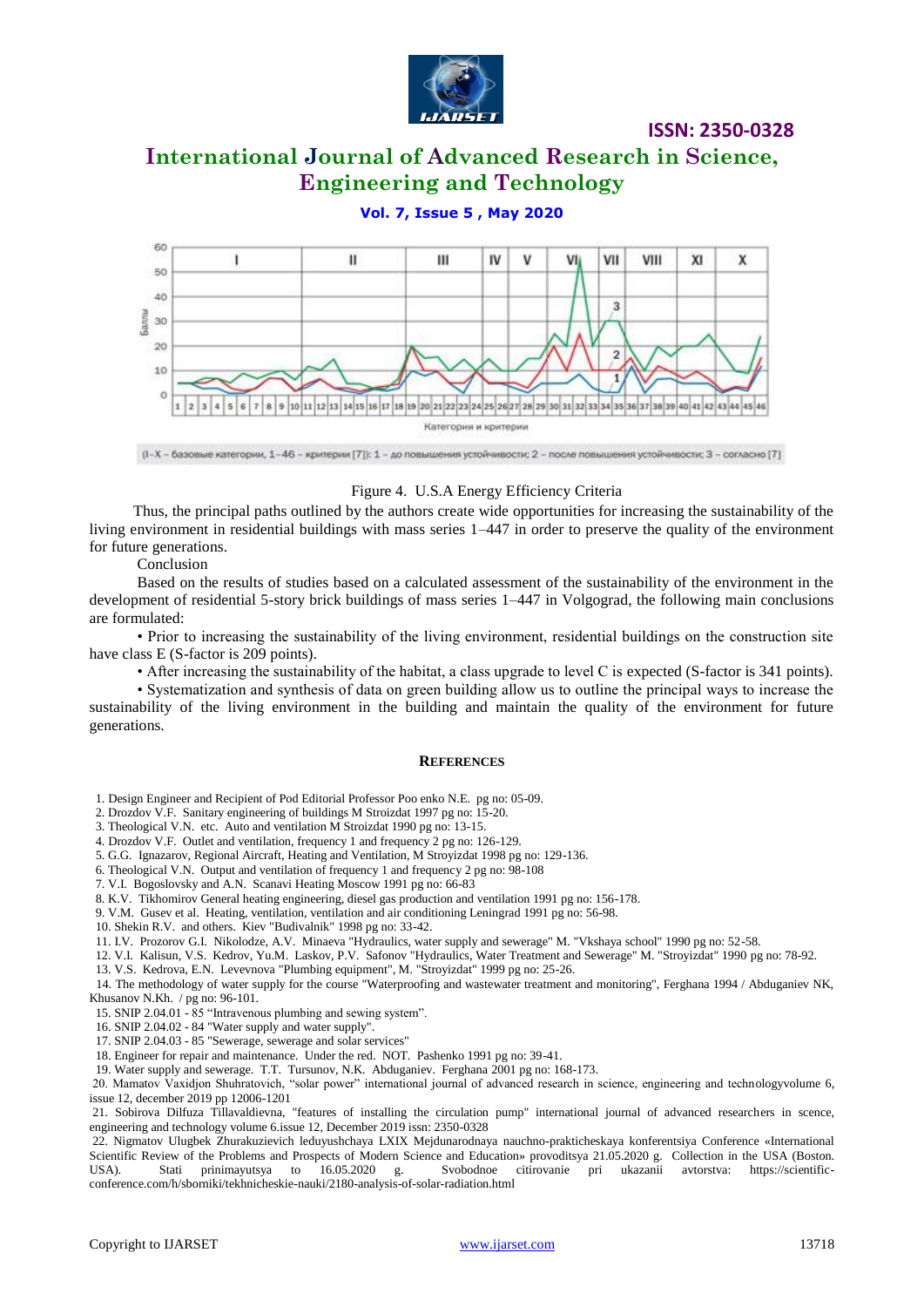Figure 4. U.S.A Energy Efficiency Criteria

Thus, the principal paths outlined by the authors create wide opportunities for increasing the sustainability of the living environment in residential buildings with mass series 1–447 in order to preserve the quality of the environment for future generations.

Conclusion

Based on the results of studies based on a calculated assessment of the sustainability of the environment in the development of residential 5-story brick buildings of mass series 1–447 in Volgograd, the following main conclusions are formulated:

- Prior to increasing the sustainability of the living environment, residential buildings on the construction site have class E (S-factor is 209 points).
- After increasing the sustainability of the habitat, a class upgrade to level C is expected (S-factor is 341 points).
- Systematization and synthesis of data on green building allow us to outline the principal ways to increase the sustainability of the living environment in the building and maintain the quality of the environment for future generations.

## REFERENCES

1. Design Engineer and Recipient of Pod Editorial Professor Poo enko N.E. pg no: 05-09.
2. Drozdov V.F. Sanitary engineering of buildings M Stroizdat 1997 pg no: 15-20.
3. Theological V.N. etc. Auto and ventilation M Stroizdat 1990 pg no: 13-15.
4. Drozdov V.F. Outlet and ventilation, frequency 1 and frequency 2 pg no: 126-129.
5. G.G. Ignazarov, Regional Aircraft, Heating and Ventilation, M Stroyizdat 1998 pg no: 129-136.
6. Theological V.N. Output and ventilation of frequency 1 and frequency 2 pg no: 98-108
7. V.I. Bogoslovsky and A.N. Scanavi Heating Moscow 1991 pg no: 66-83
8. K.V. Tikhomirov General heating engineering, diesel gas production and ventilation 1991 pg no: 156-178.
9. V.M. Gusev et al. Heating, ventilation, ventilation and air conditioning Leningrad 1991 pg no: 56-98.
10. Shekin R.V. and others. Kiev "Budivalnik" 1998 pg no: 33-42.
11. I.V. Prozorov G.I. Nikolodze, A.V. Minaeva "Hydraulics, water supply and sewerage" M. "Vkshaya school" 1990 pg no: 52-58.
12. V.I. Kalisun, V.S. Kedrov, Yu.M. Laskov, P.V. Safonov "Hydraulics, Water Treatment and Sewerage" M. "Stroyizdat" 1990 pg no: 78-92.
13. V.S. Kedrova, E.N. Levevnova "Plumbing equipment", M. "Stroyizdat" 1999 pg no: 25-26.
14. The methodology of water supply for the course "Waterproofing and wastewater treatment and monitoring", Ferghana 1994 / Abduganiev NK, Khusanov N.Kh. / pg no: 96-101.
15. SNIP 2.04.01 - 85 "Intravenous plumbing and sewing system".
16. SNIP 2.04.02 - 84 "Water supply and water supply".
17. SNIP 2.04.03 - 85 "Sewerage, sewerage and solar services"
18. Engineer for repair and maintenance. Under the red. NOT. Pashenko 1991 pg no: 39-41.
19. Water supply and sewerage. T.T. Tursunov, N.K. Abduganiev. Ferghana 2001 pg no: 168-173.
20. Mamatov Vaxidjon Shuhratovich, "solar power" international journal of advanced research in science, engineering and technologyvolume 6, issue 12, december 2019 pp 12006-1201
21. Sobirova Dilfuza Tillavaldievna, "features of installing the circulation pump" international journal of advanced researchers in scence, engineering and technology volume 6.issue 12, December 2019 issn: 2350-0328
22. Nigmatov Ulugbek Zhurakuzievich leduyushchaya LXIX Mejdunarodnaya nauchno-prakticheskaya konferentsiya Conference «International Scientific Review of the Problems and Prospects of Modern Science and Education» provoditsya 21.05.2020 g. Collection in the USA (Boston. USA). Stati prinimayutsya to 16.05.2020 g. Svobodnoe citirovanie pri ukazanii avtorstva: https://scientific-conference.com/h/sborniki/tekhnicheskie-nauki/2180-analysis-of-solar-radiation.html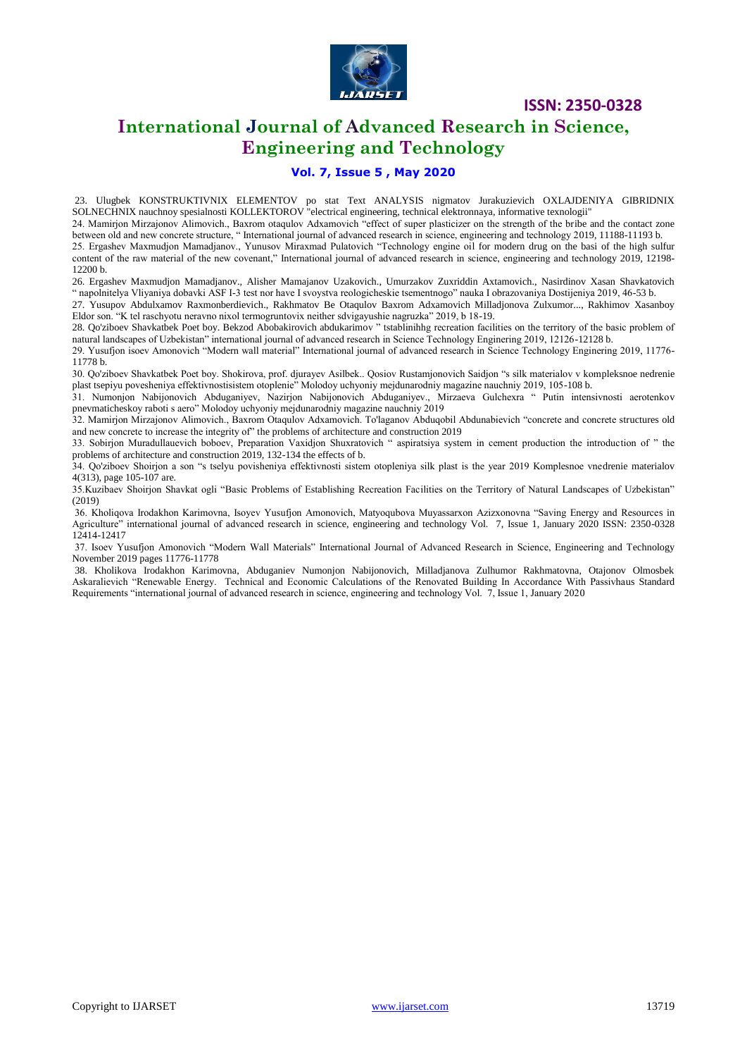23. Ulugbek KONSTRUKTIVNIX ELEMENTOV po stat Text ANALYSIS nigmatov Jurakuzievich OXLAJDENIYA GIBRIDNIX SOLNECHNIX nauchnoy spesialnosti KOLLEKTOROV "electrical engineering, technical elektronnaya, informative texnologii"

24. Mamirjon Mirzajonov Alimovich., Baxrom otaqulov Adxamovich "effect of super plasticizer on the strength of the bribe and the contact zone between old and new concrete structure, " International journal of advanced research in science, engineering and technology 2019, 11188-11193 b.

25. Ergashev Maxmudjon Mamadjanov., Yunusov Miraxmad Pulatovich "Technology engine oil for modern drug on the basi of the high sulfur content of the raw material of the new covenant," International journal of advanced research in science, engineering and technology 2019, 12198-12200 b.

26. Ergashev Maxmudjon Mamadjanov., Alisher Mamajanov Uzakovich., Umurzakov Zuxriddin Axtamovich., Nasirdinov Xasan Shavkatovich " napolnitelya Vliyaniya dobavki ASF I-3 test nor have I svoystva reologicheskie tsementnogo" nauka I obrazovaniya Dostijeniya 2019, 46-53 b.

27. Yusupov Abdulxamov Raxmonberdievich., Rakhmatov Be Otaqulov Baxrom Adxamovich Milladjonova Zulxumor..., Rakhimov Xasanboy Eldor son. "K tel raschyotu neravno nixol termogruntovix neither sdvigayushie nagruzka" 2019, b 18-19.

28. Qo'ziboev Shavkatbek Poet boy. Bekzod Abobakirovich abdukarimov " tstablinihhg recreation facilities on the territory of the basic problem of natural landscapes of Uzbekistan" international journal of advanced research in Science Technology Enginering 2019, 12126-12128 b.

29. Yusufjon isoev Amonovich "Modern wall material" International journal of advanced research in Science Technology Enginering 2019, 11776-11778 b.

30. Qo'ziboev Shavkatbek Poet boy. Shokirova, prof. djurayev Asilbek.. Qosiov Rustamjonovich Saidjon "s silk materialov v kompleksnoe nedrenie plast tsepiyu povesheniya effektivnostisistem otoplenie" Molodoy uchyoniy mejdunarodniy magazine nauchniy 2019, 105-108 b.

31. Numonjon Nabijonovich Abduganiyev, Nazirjon Nabijonovich Abduganiyev., Mirzaeva Gulchexra " Putin intensivnosti aerotenkov pnevmaticheskoy raboti s aero" Molodoy uchyoniy mejdunarodniy magazine nauchniy 2019

32. Mamirjon Mirzajonov Alimovich., Baxrom Otaqulov Adxamovich. To'laganov Abduqobil Abdunabievich "concrete and concrete structures old and new concrete to increase the integrity of" the problems of architecture and construction 2019

33. Sobirjon Muradullauevich boboev, Preparation Vaxidjon Shuxratovich " aspiratsiya system in cement production the introduction of " the problems of architecture and construction 2019, 132-134 the effects of b.

34. Qo'ziboev Shoirjon a son "s tselyu povisheniya effektivnosti sistem otopleniya silk plast is the year 2019 Komplesnoe vnedrenie materialov 4(313), page 105-107 are.

35.Kuzibaev Shoirjon Shavkat ogli "Basic Problems of Establishing Recreation Facilities on the Territory of Natural Landscapes of Uzbekistan" (2019)

36. Kholiqova Irodakhon Karimovna, Isoyev Yusufjon Amonovich, Matyoqubova Muyassarxon Azizxonovna "Saving Energy and Resources in Agriculture" international journal of advanced research in science, engineering and technology Vol. 7, Issue 1, January 2020 ISSN: 2350-0328 12414-12417

37. Isoev Yusufjon Amonovich "Modern Wall Materials" International Journal of Advanced Research in Science, Engineering and Technology November 2019 pages 11776-11778

38. Kholikova Irodakhon Karimovna, Abduganiev Numonjon Nabijonovich, Milladjanova Zulhumor Rakhmatovna, Otajonov Olmosbek Askaralievich "Renewable Energy. Technical and Economic Calculations of the Renovated Building In Accordance With Passivhaus Standard Requirements "international journal of advanced research in science, engineering and technology Vol. 7, Issue 1, January 2020